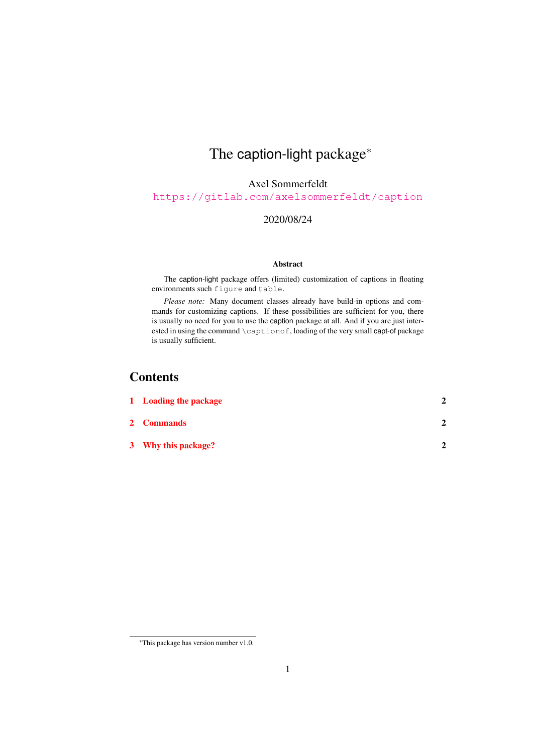# The caption-light package[*]

Axel Sommerfeldt

https://gitlab.com/axelsommerfeldt/caption

2020/08/24

**Abstract**

The caption-light package offers (limited) customization of captions in floating environments such `figure` and `table`.

*Please note:* Many document classes already have build-in options and commands for customizing captions. If these possibilities are sufficient for you, there is usually no need for you to use the caption package at all. And if you are just interested in using the command `\captionof`, loading of the very small capt-of package is usually sufficient.

## Contents

| | |
|---|---|
| **1 Loading the package** | **2** |
| **2 Commands** | **2** |
| **3 Why this package?** | **2** |

[*]This package has version number v1.0.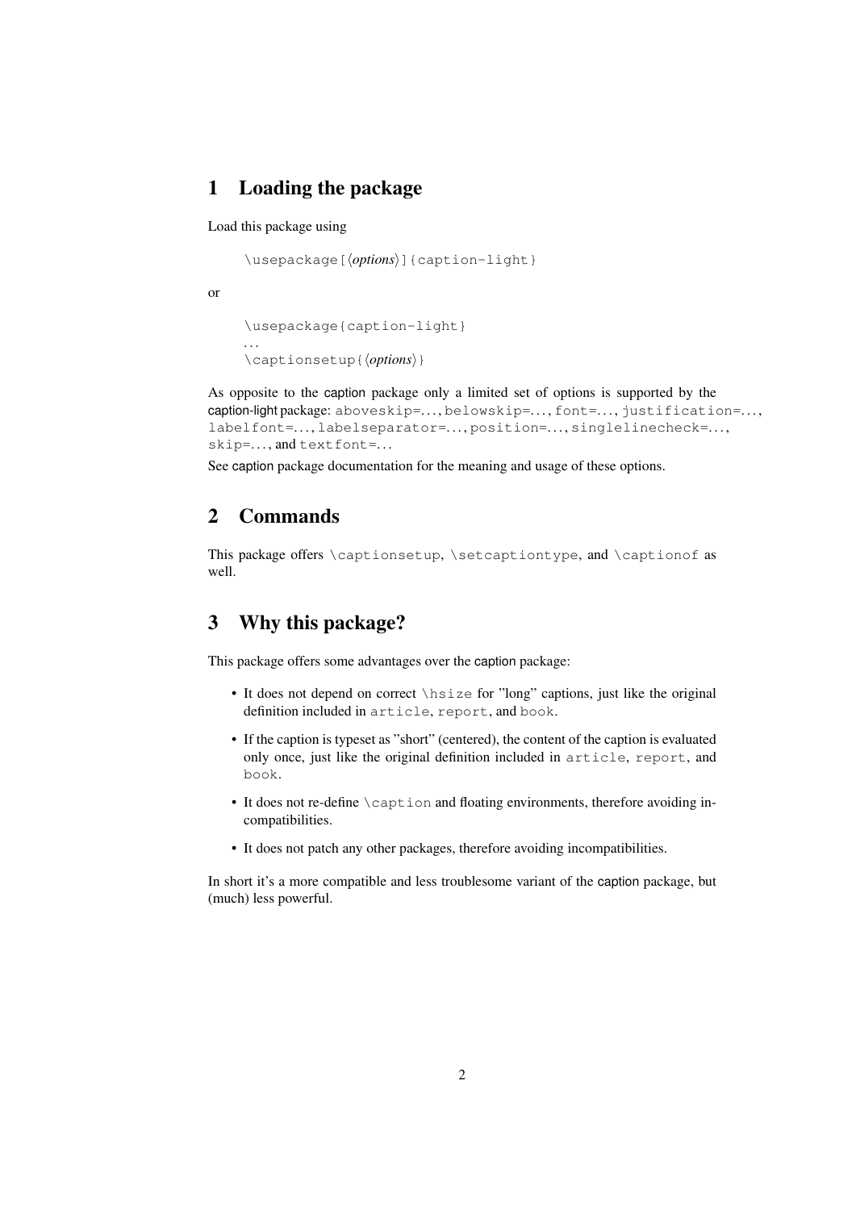## 1 Loading the package

Load this package using

```
\usepackage[⟨options⟩]{caption-light}
```

or

```
\usepackage{caption-light}
...
\captionsetup{⟨options⟩}
```

As opposite to the caption package only a limited set of options is supported by the caption-light package: `aboveskip=...`, `belowskip=...`, `font=...`, `justification=...`, `labelfont=...`, `labelseparator=...`, `position=...`, `singlelinecheck=...`, `skip=...`, and `textfont=...`

See caption package documentation for the meaning and usage of these options.

## 2 Commands

This package offers `\captionsetup`, `\setcaptiontype`, and `\captionof` as well.

## 3 Why this package?

This package offers some advantages over the caption package:

- It does not depend on correct `\hsize` for "long" captions, just like the original definition included in `article`, `report`, and `book`.
- If the caption is typeset as "short" (centered), the content of the caption is evaluated only once, just like the original definition included in `article`, `report`, and `book`.
- It does not re-define `\caption` and floating environments, therefore avoiding incompatibilities.
- It does not patch any other packages, therefore avoiding incompatibilities.

In short it's a more compatible and less troublesome variant of the caption package, but (much) less powerful.